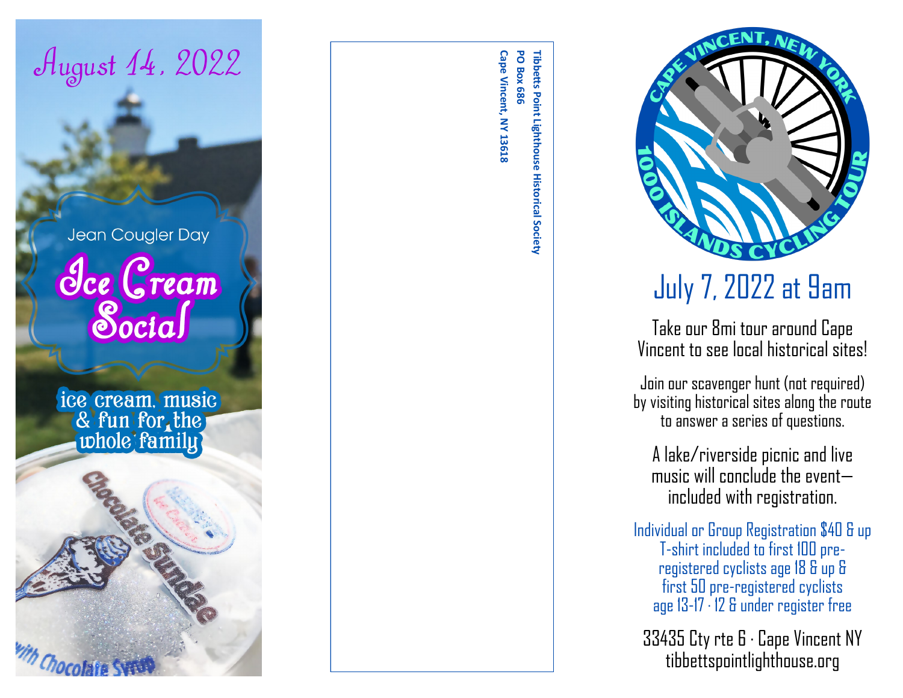August 14, 2022

Jean Cougler Day

# Ice Cream Social

ice cream, music & fun for the whole family

Chocolate Sundae

with Chocolate Syrup

Tibbetts Point Lighthouse Historical Society
PO Box 686
Cape Vincent, NY 13618

CAPE VINCENT, NEW YORK
1000 ISLANDS CYCLING TOUR

## July 7, 2022 at 9am

Take our 8mi tour around Cape Vincent to see local historical sites!

Join our scavenger hunt (not required) by visiting historical sites along the route to answer a series of questions.

A lake/riverside picnic and live music will conclude the event—included with registration.

Individual or Group Registration $40 & up
T-shirt included to first 100 pre-registered cyclists age 18 & up & first 50 pre-registered cyclists age 13-17 · 12 & under register free

33435 Cty rte 6 · Cape Vincent NY
tibbettspointlighthouse.org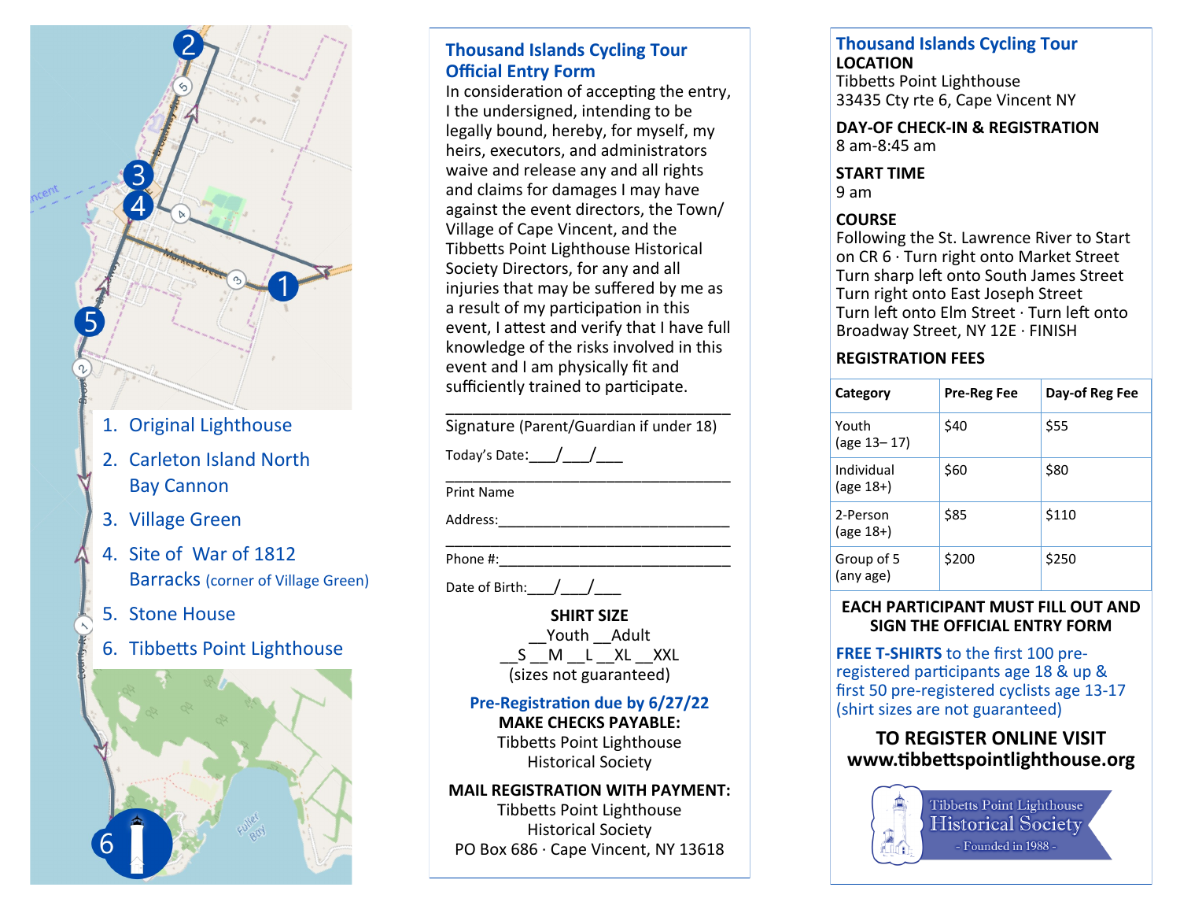1. Original Lighthouse
2. Carleton Island North Bay Cannon
3. Village Green
4. Site of War of 1812 Barracks (corner of Village Green)
5. Stone House
6. Tibbetts Point Lighthouse

## Thousand Islands Cycling Tour Official Entry Form

In consideration of accepting the entry, I the undersigned, intending to be legally bound, hereby, for myself, my heirs, executors, and administrators waive and release any and all rights and claims for damages I may have against the event directors, the Town/ Village of Cape Vincent, and the Tibbetts Point Lighthouse Historical Society Directors, for any and all injuries that may be suffered by me as a result of my participation in this event, I attest and verify that I have full knowledge of the risks involved in this event and I am physically fit and sufficiently trained to participate.

___________________________________

Signature (Parent/Guardian if under 18)

Today's Date:___/___/___

___________________________________

Print Name

Address:_____________________________

___________________________________

Phone #:_____________________________

Date of Birth:___/___/___

**SHIRT SIZE**

__Youth __Adult

__S __M __L __XL __XXL

(sizes not guaranteed)

**Pre-Registration due by 6/27/22**

**MAKE CHECKS PAYABLE:**

Tibbetts Point Lighthouse Historical Society

**MAIL REGISTRATION WITH PAYMENT:**

Tibbetts Point Lighthouse Historical Society

PO Box 686 · Cape Vincent, NY 13618

## Thousand Islands Cycling Tour

**LOCATION**

Tibbetts Point Lighthouse
33435 Cty rte 6, Cape Vincent NY

**DAY-OF CHECK-IN & REGISTRATION**

8 am-8:45 am

**START TIME**

9 am

**COURSE**

Following the St. Lawrence River to Start on CR 6 · Turn right onto Market Street
Turn sharp left onto South James Street
Turn right onto East Joseph Street
Turn left onto Elm Street · Turn left onto Broadway Street, NY 12E · FINISH

**REGISTRATION FEES**

| Category | Pre-Reg Fee | Day-of Reg Fee |
|---|---|---|
| Youth (age 13– 17) | $40 | $55 |
| Individual (age 18+) | $60 | $80 |
| 2-Person (age 18+) | $85 | $110 |
| Group of 5 (any age) | $200 | $250 |

**EACH PARTICIPANT MUST FILL OUT AND SIGN THE OFFICIAL ENTRY FORM**

**FREE T-SHIRTS** to the first 100 pre-registered participants age 18 & up & first 50 pre-registered cyclists age 13-17 (shirt sizes are not guaranteed)

**TO REGISTER ONLINE VISIT www.tibbettspointlighthouse.org**

Tibbetts Point Lighthouse Historical Society - Founded in 1988 -